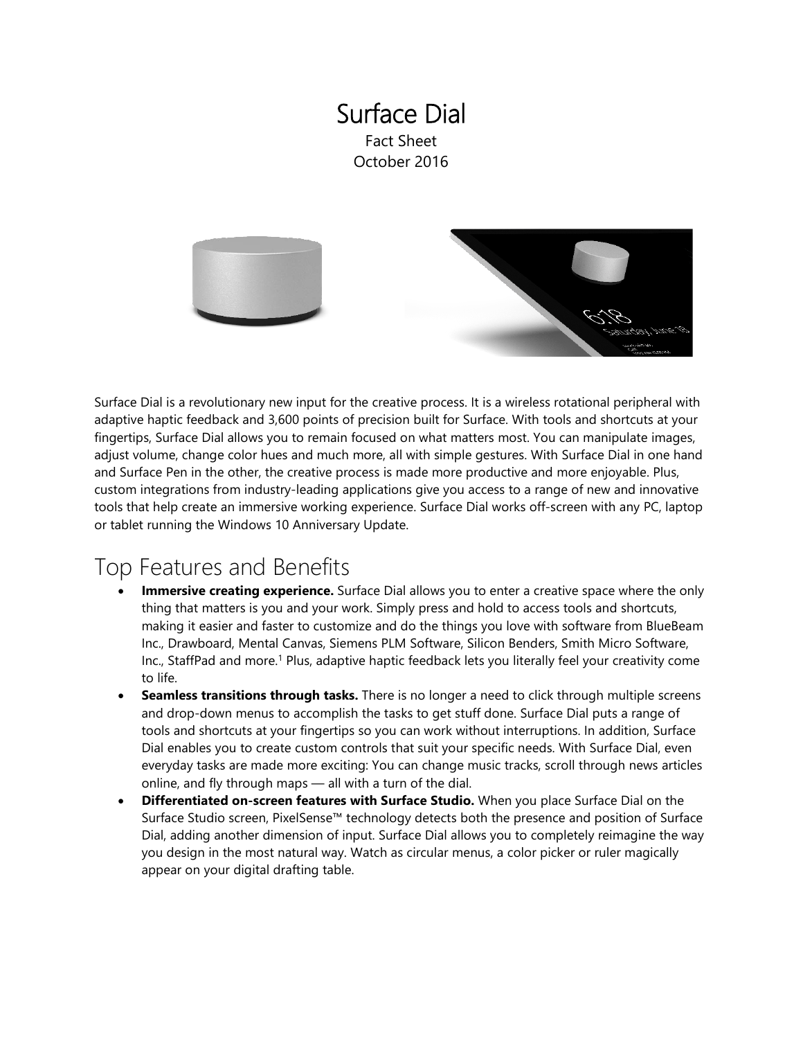# Surface Dial

Fact Sheet
October 2016

Surface Dial is a revolutionary new input for the creative process. It is a wireless rotational peripheral with adaptive haptic feedback and 3,600 points of precision built for Surface. With tools and shortcuts at your fingertips, Surface Dial allows you to remain focused on what matters most. You can manipulate images, adjust volume, change color hues and much more, all with simple gestures. With Surface Dial in one hand and Surface Pen in the other, the creative process is made more productive and more enjoyable. Plus, custom integrations from industry-leading applications give you access to a range of new and innovative tools that help create an immersive working experience. Surface Dial works off-screen with any PC, laptop or tablet running the Windows 10 Anniversary Update.

## Top Features and Benefits

- **Immersive creating experience.** Surface Dial allows you to enter a creative space where the only thing that matters is you and your work. Simply press and hold to access tools and shortcuts, making it easier and faster to customize and do the things you love with software from BlueBeam Inc., Drawboard, Mental Canvas, Siemens PLM Software, Silicon Benders, Smith Micro Software, Inc., StaffPad and more.[1] Plus, adaptive haptic feedback lets you literally feel your creativity come to life.
- **Seamless transitions through tasks.** There is no longer a need to click through multiple screens and drop-down menus to accomplish the tasks to get stuff done. Surface Dial puts a range of tools and shortcuts at your fingertips so you can work without interruptions. In addition, Surface Dial enables you to create custom controls that suit your specific needs. With Surface Dial, even everyday tasks are made more exciting: You can change music tracks, scroll through news articles online, and fly through maps — all with a turn of the dial.
- **Differentiated on-screen features with Surface Studio.** When you place Surface Dial on the Surface Studio screen, PixelSense™ technology detects both the presence and position of Surface Dial, adding another dimension of input. Surface Dial allows you to completely reimagine the way you design in the most natural way. Watch as circular menus, a color picker or ruler magically appear on your digital drafting table.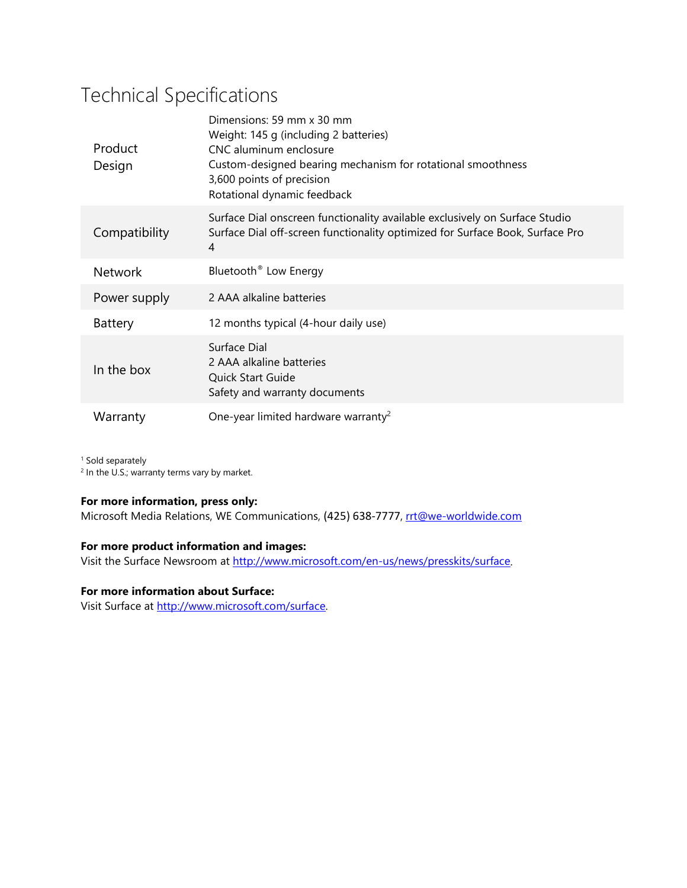# Technical Specifications

| | |
|---|---|
| Product Design | Dimensions: 59 mm x 30 mm<br>Weight: 145 g (including 2 batteries)<br>CNC aluminum enclosure<br>Custom-designed bearing mechanism for rotational smoothness<br>3,600 points of precision<br>Rotational dynamic feedback |
| Compatibility | Surface Dial onscreen functionality available exclusively on Surface Studio<br>Surface Dial off-screen functionality optimized for Surface Book, Surface Pro 4 |
| Network | Bluetooth® Low Energy |
| Power supply | 2 AAA alkaline batteries |
| Battery | 12 months typical (4-hour daily use) |
| In the box | Surface Dial<br>2 AAA alkaline batteries<br>Quick Start Guide<br>Safety and warranty documents |
| Warranty | One-year limited hardware warranty[2] |

[1] Sold separately
[2] In the U.S.; warranty terms vary by market.

**For more information, press only:**
Microsoft Media Relations, WE Communications, (425) 638-7777, rrt@we-worldwide.com

**For more product information and images:**
Visit the Surface Newsroom at http://www.microsoft.com/en-us/news/presskits/surface.

**For more information about Surface:**
Visit Surface at http://www.microsoft.com/surface.